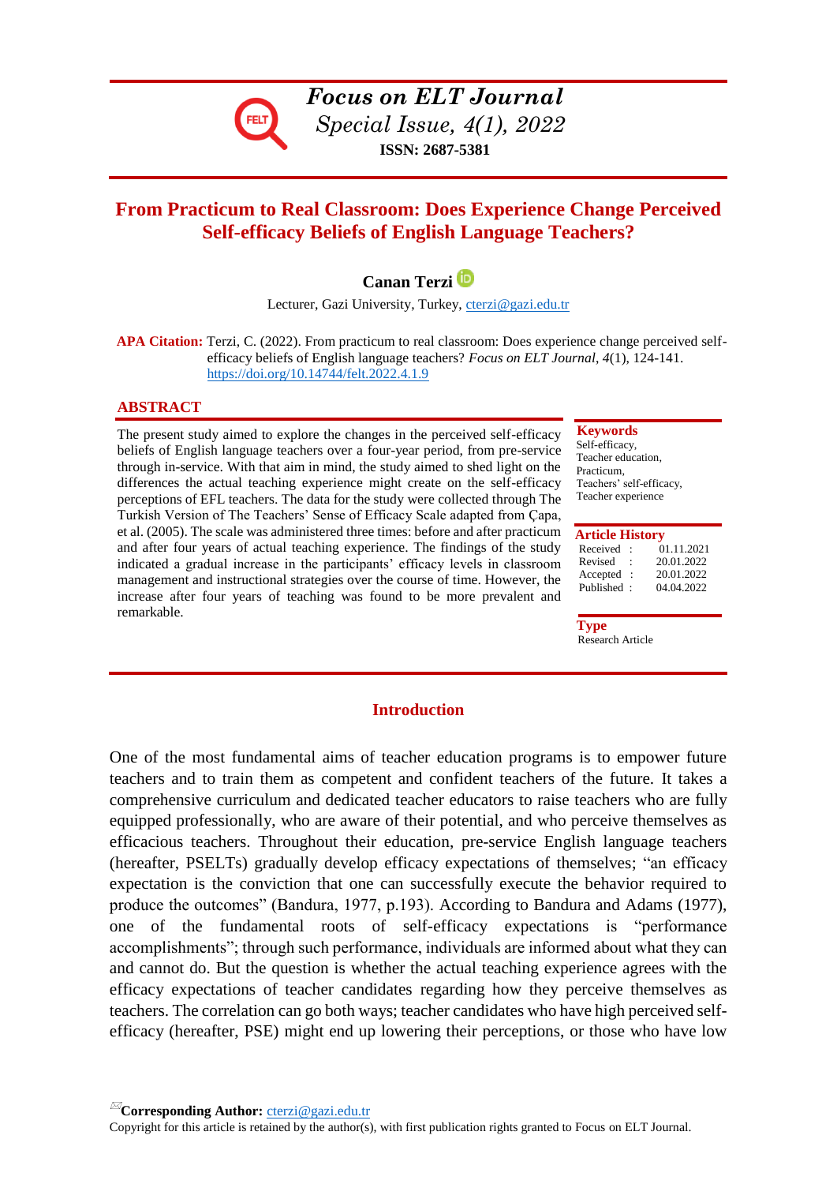**Focus on ELT Journal**
*Special Issue, 4(1), 2022*
**ISSN: 2687-5381**

# From Practicum to Real Classroom: Does Experience Change Perceived Self-efficacy Beliefs of English Language Teachers?

**Canan Terzi**

Lecturer, Gazi University, Turkey, cterzi@gazi.edu.tr

**APA Citation:** Terzi, C. (2022). From practicum to real classroom: Does experience change perceived self-efficacy beliefs of English language teachers? *Focus on ELT Journal*, *4*(1), 124-141. https://doi.org/10.14744/felt.2022.4.1.9

## ABSTRACT

The present study aimed to explore the changes in the perceived self-efficacy beliefs of English language teachers over a four-year period, from pre-service through in-service. With that aim in mind, the study aimed to shed light on the differences the actual teaching experience might create on the self-efficacy perceptions of EFL teachers. The data for the study were collected through The Turkish Version of The Teachers' Sense of Efficacy Scale adapted from Çapa, et al. (2005). The scale was administered three times: before and after practicum and after four years of actual teaching experience. The findings of the study indicated a gradual increase in the participants' efficacy levels in classroom management and instructional strategies over the course of time. However, the increase after four years of teaching was found to be more prevalent and remarkable.

**Keywords**
Self-efficacy,
Teacher education,
Practicum,
Teachers' self-efficacy,
Teacher experience

**Article History**

| | | |
|---|---|---|
| Received | : | 01.11.2021 |
| Revised | : | 20.01.2022 |
| Accepted | : | 20.01.2022 |
| Published | : | 04.04.2022 |

**Type**
Research Article

## Introduction

One of the most fundamental aims of teacher education programs is to empower future teachers and to train them as competent and confident teachers of the future. It takes a comprehensive curriculum and dedicated teacher educators to raise teachers who are fully equipped professionally, who are aware of their potential, and who perceive themselves as efficacious teachers. Throughout their education, pre-service English language teachers (hereafter, PSELTs) gradually develop efficacy expectations of themselves; "an efficacy expectation is the conviction that one can successfully execute the behavior required to produce the outcomes" (Bandura, 1977, p.193). According to Bandura and Adams (1977), one of the fundamental roots of self-efficacy expectations is "performance accomplishments"; through such performance, individuals are informed about what they can and cannot do. But the question is whether the actual teaching experience agrees with the efficacy expectations of teacher candidates regarding how they perceive themselves as teachers. The correlation can go both ways; teacher candidates who have high perceived self-efficacy (hereafter, PSE) might end up lowering their perceptions, or those who have low

**Corresponding Author:** cterzi@gazi.edu.tr
Copyright for this article is retained by the author(s), with first publication rights granted to Focus on ELT Journal.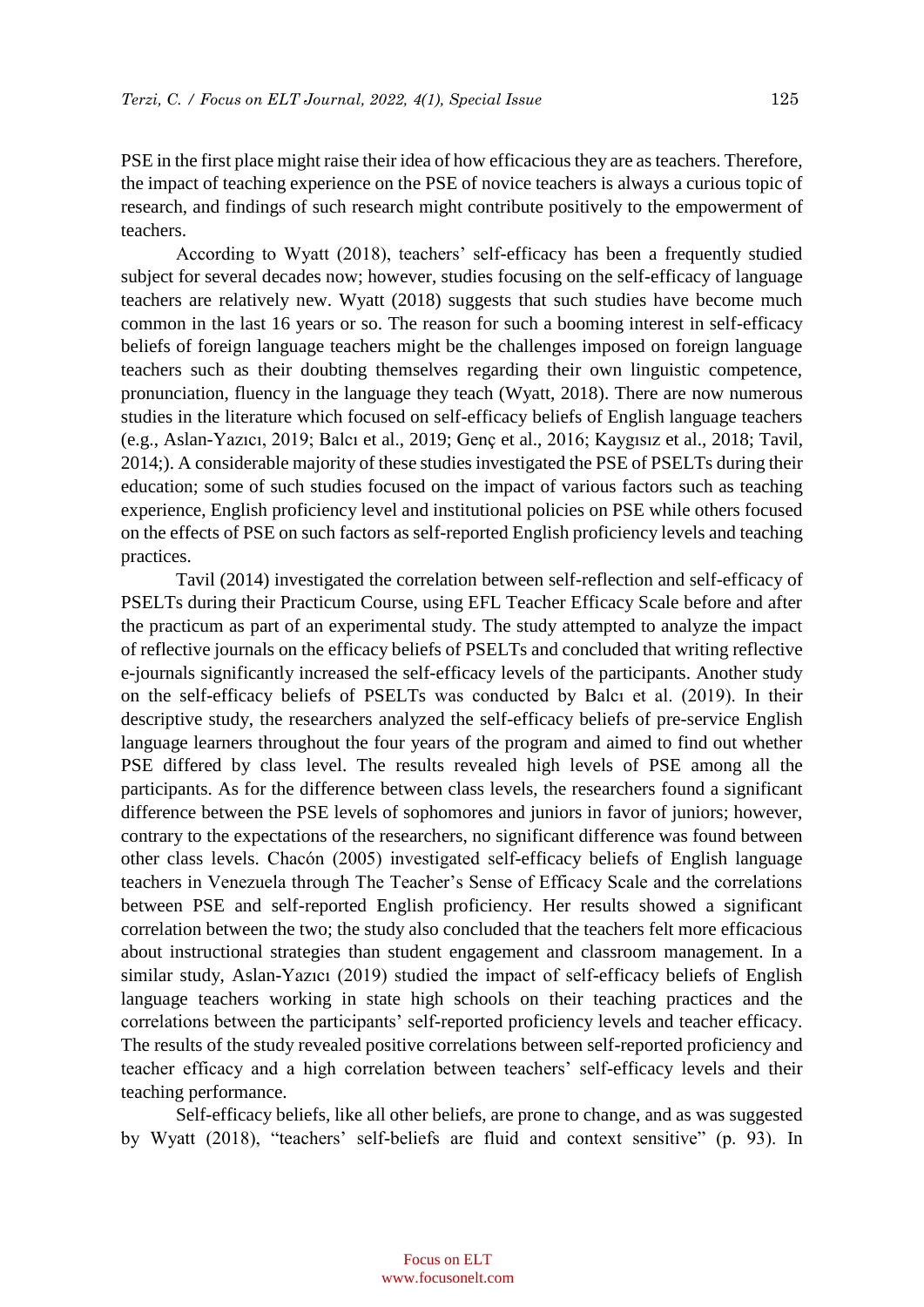PSE in the first place might raise their idea of how efficacious they are as teachers. Therefore, the impact of teaching experience on the PSE of novice teachers is always a curious topic of research, and findings of such research might contribute positively to the empowerment of teachers.

According to Wyatt (2018), teachers' self-efficacy has been a frequently studied subject for several decades now; however, studies focusing on the self-efficacy of language teachers are relatively new. Wyatt (2018) suggests that such studies have become much common in the last 16 years or so. The reason for such a booming interest in self-efficacy beliefs of foreign language teachers might be the challenges imposed on foreign language teachers such as their doubting themselves regarding their own linguistic competence, pronunciation, fluency in the language they teach (Wyatt, 2018). There are now numerous studies in the literature which focused on self-efficacy beliefs of English language teachers (e.g., Aslan-Yazıcı, 2019; Balcı et al., 2019; Genç et al., 2016; Kaygısız et al., 2018; Tavil, 2014;). A considerable majority of these studies investigated the PSE of PSELTs during their education; some of such studies focused on the impact of various factors such as teaching experience, English proficiency level and institutional policies on PSE while others focused on the effects of PSE on such factors as self-reported English proficiency levels and teaching practices.

Tavil (2014) investigated the correlation between self-reflection and self-efficacy of PSELTs during their Practicum Course, using EFL Teacher Efficacy Scale before and after the practicum as part of an experimental study. The study attempted to analyze the impact of reflective journals on the efficacy beliefs of PSELTs and concluded that writing reflective e-journals significantly increased the self-efficacy levels of the participants. Another study on the self-efficacy beliefs of PSELTs was conducted by Balcı et al. (2019). In their descriptive study, the researchers analyzed the self-efficacy beliefs of pre-service English language learners throughout the four years of the program and aimed to find out whether PSE differed by class level. The results revealed high levels of PSE among all the participants. As for the difference between class levels, the researchers found a significant difference between the PSE levels of sophomores and juniors in favor of juniors; however, contrary to the expectations of the researchers, no significant difference was found between other class levels. Chacón (2005) investigated self-efficacy beliefs of English language teachers in Venezuela through The Teacher's Sense of Efficacy Scale and the correlations between PSE and self-reported English proficiency. Her results showed a significant correlation between the two; the study also concluded that the teachers felt more efficacious about instructional strategies than student engagement and classroom management. In a similar study, Aslan-Yazıcı (2019) studied the impact of self-efficacy beliefs of English language teachers working in state high schools on their teaching practices and the correlations between the participants' self-reported proficiency levels and teacher efficacy. The results of the study revealed positive correlations between self-reported proficiency and teacher efficacy and a high correlation between teachers' self-efficacy levels and their teaching performance.

Self-efficacy beliefs, like all other beliefs, are prone to change, and as was suggested by Wyatt (2018), "teachers' self-beliefs are fluid and context sensitive" (p. 93). In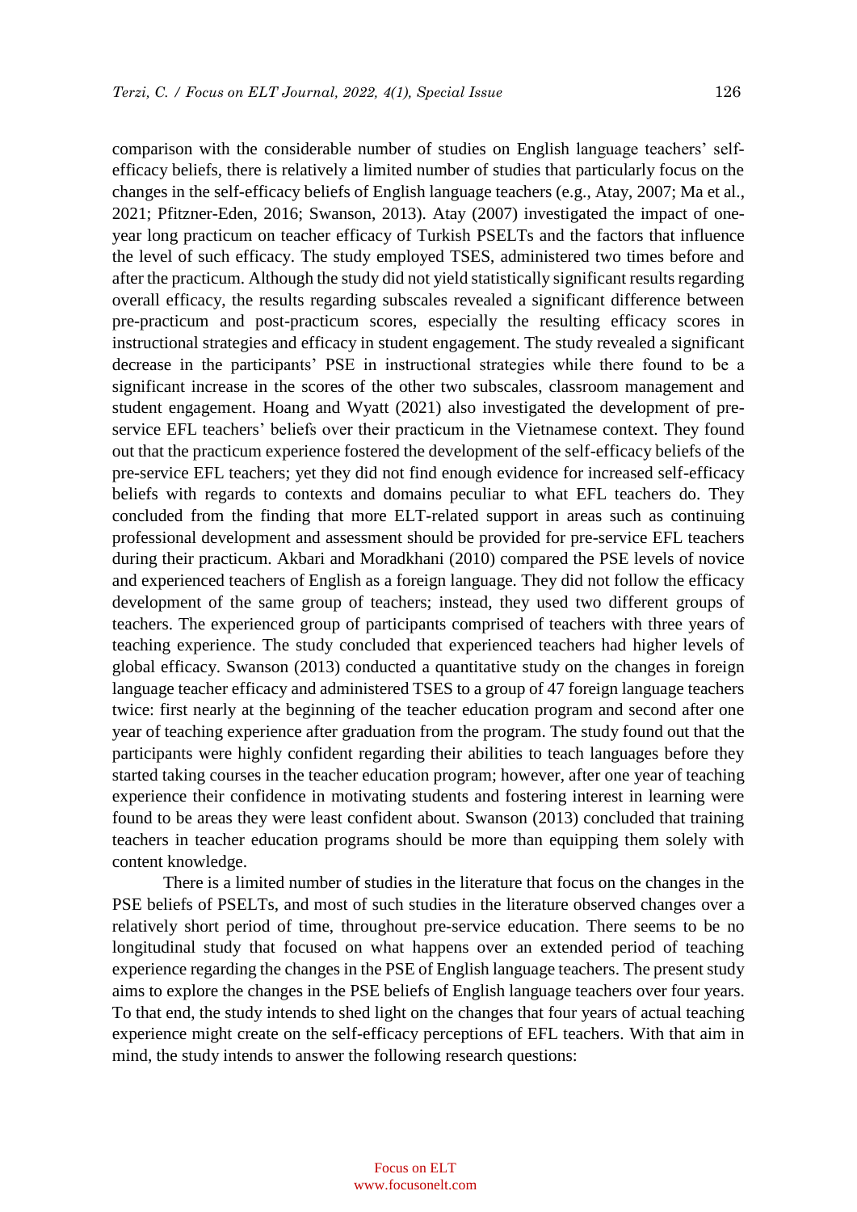comparison with the considerable number of studies on English language teachers' self-efficacy beliefs, there is relatively a limited number of studies that particularly focus on the changes in the self-efficacy beliefs of English language teachers (e.g., Atay, 2007; Ma et al., 2021; Pfitzner-Eden, 2016; Swanson, 2013). Atay (2007) investigated the impact of one-year long practicum on teacher efficacy of Turkish PSELTs and the factors that influence the level of such efficacy. The study employed TSES, administered two times before and after the practicum. Although the study did not yield statistically significant results regarding overall efficacy, the results regarding subscales revealed a significant difference between pre-practicum and post-practicum scores, especially the resulting efficacy scores in instructional strategies and efficacy in student engagement. The study revealed a significant decrease in the participants' PSE in instructional strategies while there found to be a significant increase in the scores of the other two subscales, classroom management and student engagement. Hoang and Wyatt (2021) also investigated the development of pre-service EFL teachers' beliefs over their practicum in the Vietnamese context. They found out that the practicum experience fostered the development of the self-efficacy beliefs of the pre-service EFL teachers; yet they did not find enough evidence for increased self-efficacy beliefs with regards to contexts and domains peculiar to what EFL teachers do. They concluded from the finding that more ELT-related support in areas such as continuing professional development and assessment should be provided for pre-service EFL teachers during their practicum. Akbari and Moradkhani (2010) compared the PSE levels of novice and experienced teachers of English as a foreign language. They did not follow the efficacy development of the same group of teachers; instead, they used two different groups of teachers. The experienced group of participants comprised of teachers with three years of teaching experience. The study concluded that experienced teachers had higher levels of global efficacy. Swanson (2013) conducted a quantitative study on the changes in foreign language teacher efficacy and administered TSES to a group of 47 foreign language teachers twice: first nearly at the beginning of the teacher education program and second after one year of teaching experience after graduation from the program. The study found out that the participants were highly confident regarding their abilities to teach languages before they started taking courses in the teacher education program; however, after one year of teaching experience their confidence in motivating students and fostering interest in learning were found to be areas they were least confident about. Swanson (2013) concluded that training teachers in teacher education programs should be more than equipping them solely with content knowledge.

There is a limited number of studies in the literature that focus on the changes in the PSE beliefs of PSELTs, and most of such studies in the literature observed changes over a relatively short period of time, throughout pre-service education. There seems to be no longitudinal study that focused on what happens over an extended period of teaching experience regarding the changes in the PSE of English language teachers. The present study aims to explore the changes in the PSE beliefs of English language teachers over four years. To that end, the study intends to shed light on the changes that four years of actual teaching experience might create on the self-efficacy perceptions of EFL teachers. With that aim in mind, the study intends to answer the following research questions: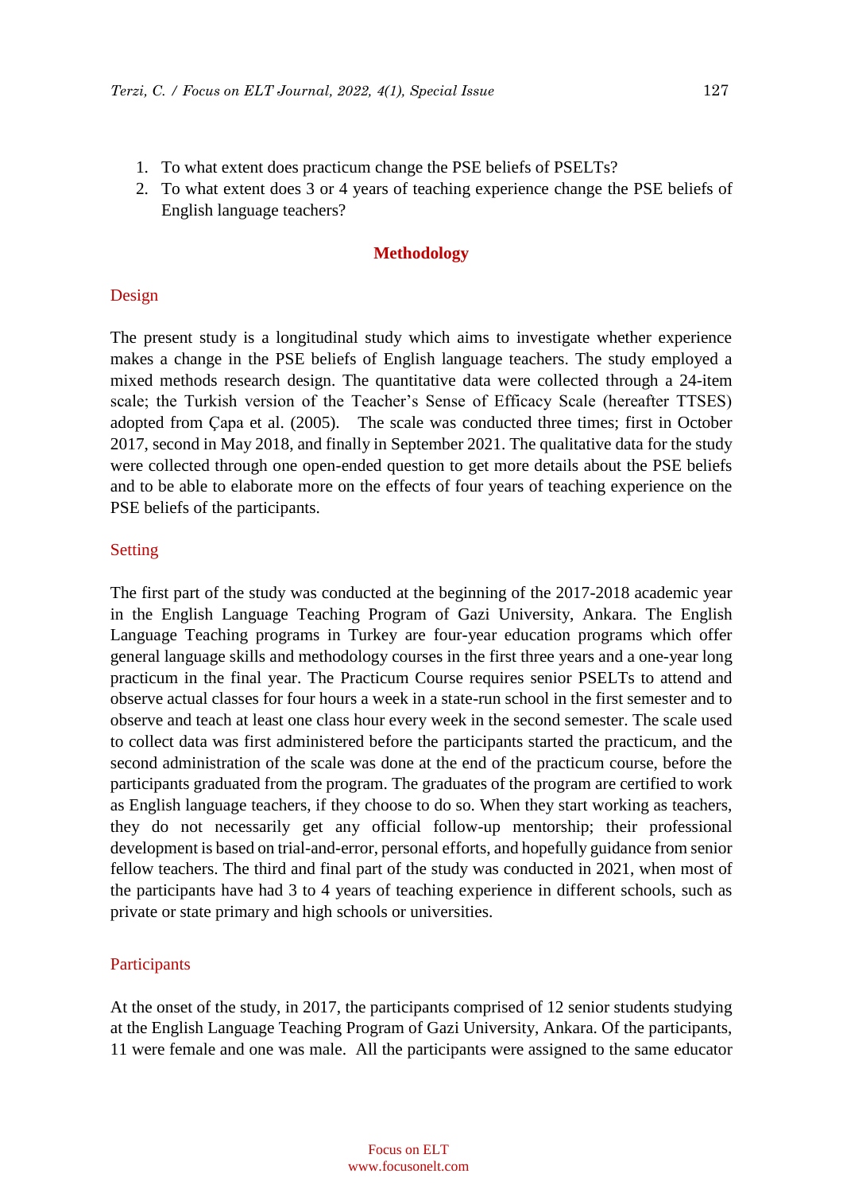1. To what extent does practicum change the PSE beliefs of PSELTs?
2. To what extent does 3 or 4 years of teaching experience change the PSE beliefs of English language teachers?

## Methodology

### Design

The present study is a longitudinal study which aims to investigate whether experience makes a change in the PSE beliefs of English language teachers. The study employed a mixed methods research design. The quantitative data were collected through a 24-item scale; the Turkish version of the Teacher's Sense of Efficacy Scale (hereafter TTSES) adopted from Çapa et al. (2005). The scale was conducted three times; first in October 2017, second in May 2018, and finally in September 2021. The qualitative data for the study were collected through one open-ended question to get more details about the PSE beliefs and to be able to elaborate more on the effects of four years of teaching experience on the PSE beliefs of the participants.

### Setting

The first part of the study was conducted at the beginning of the 2017-2018 academic year in the English Language Teaching Program of Gazi University, Ankara. The English Language Teaching programs in Turkey are four-year education programs which offer general language skills and methodology courses in the first three years and a one-year long practicum in the final year. The Practicum Course requires senior PSELTs to attend and observe actual classes for four hours a week in a state-run school in the first semester and to observe and teach at least one class hour every week in the second semester. The scale used to collect data was first administered before the participants started the practicum, and the second administration of the scale was done at the end of the practicum course, before the participants graduated from the program. The graduates of the program are certified to work as English language teachers, if they choose to do so. When they start working as teachers, they do not necessarily get any official follow-up mentorship; their professional development is based on trial-and-error, personal efforts, and hopefully guidance from senior fellow teachers. The third and final part of the study was conducted in 2021, when most of the participants have had 3 to 4 years of teaching experience in different schools, such as private or state primary and high schools or universities.

### Participants

At the onset of the study, in 2017, the participants comprised of 12 senior students studying at the English Language Teaching Program of Gazi University, Ankara. Of the participants, 11 were female and one was male. All the participants were assigned to the same educator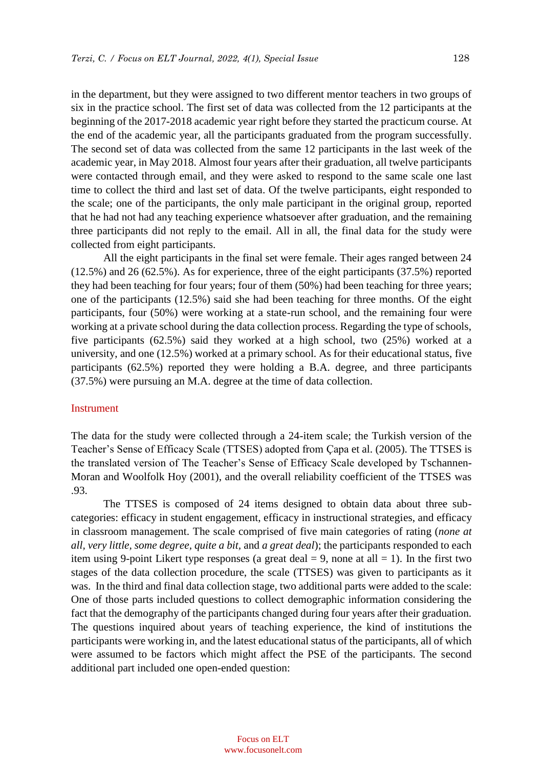in the department, but they were assigned to two different mentor teachers in two groups of six in the practice school. The first set of data was collected from the 12 participants at the beginning of the 2017-2018 academic year right before they started the practicum course. At the end of the academic year, all the participants graduated from the program successfully. The second set of data was collected from the same 12 participants in the last week of the academic year, in May 2018. Almost four years after their graduation, all twelve participants were contacted through email, and they were asked to respond to the same scale one last time to collect the third and last set of data. Of the twelve participants, eight responded to the scale; one of the participants, the only male participant in the original group, reported that he had not had any teaching experience whatsoever after graduation, and the remaining three participants did not reply to the email. All in all, the final data for the study were collected from eight participants.

All the eight participants in the final set were female. Their ages ranged between 24 (12.5%) and 26 (62.5%). As for experience, three of the eight participants (37.5%) reported they had been teaching for four years; four of them (50%) had been teaching for three years; one of the participants (12.5%) said she had been teaching for three months. Of the eight participants, four (50%) were working at a state-run school, and the remaining four were working at a private school during the data collection process. Regarding the type of schools, five participants (62.5%) said they worked at a high school, two (25%) worked at a university, and one (12.5%) worked at a primary school. As for their educational status, five participants (62.5%) reported they were holding a B.A. degree, and three participants (37.5%) were pursuing an M.A. degree at the time of data collection.

## Instrument

The data for the study were collected through a 24-item scale; the Turkish version of the Teacher's Sense of Efficacy Scale (TTSES) adopted from Çapa et al. (2005). The TTSES is the translated version of The Teacher's Sense of Efficacy Scale developed by Tschannen-Moran and Woolfolk Hoy (2001), and the overall reliability coefficient of the TTSES was .93.

The TTSES is composed of 24 items designed to obtain data about three sub-categories: efficacy in student engagement, efficacy in instructional strategies, and efficacy in classroom management. The scale comprised of five main categories of rating (*none at all*, *very little*, *some degree*, *quite a bit*, and *a great deal*); the participants responded to each item using 9-point Likert type responses (a great deal = 9, none at all = 1). In the first two stages of the data collection procedure, the scale (TTSES) was given to participants as it was. In the third and final data collection stage, two additional parts were added to the scale: One of those parts included questions to collect demographic information considering the fact that the demography of the participants changed during four years after their graduation. The questions inquired about years of teaching experience, the kind of institutions the participants were working in, and the latest educational status of the participants, all of which were assumed to be factors which might affect the PSE of the participants. The second additional part included one open-ended question: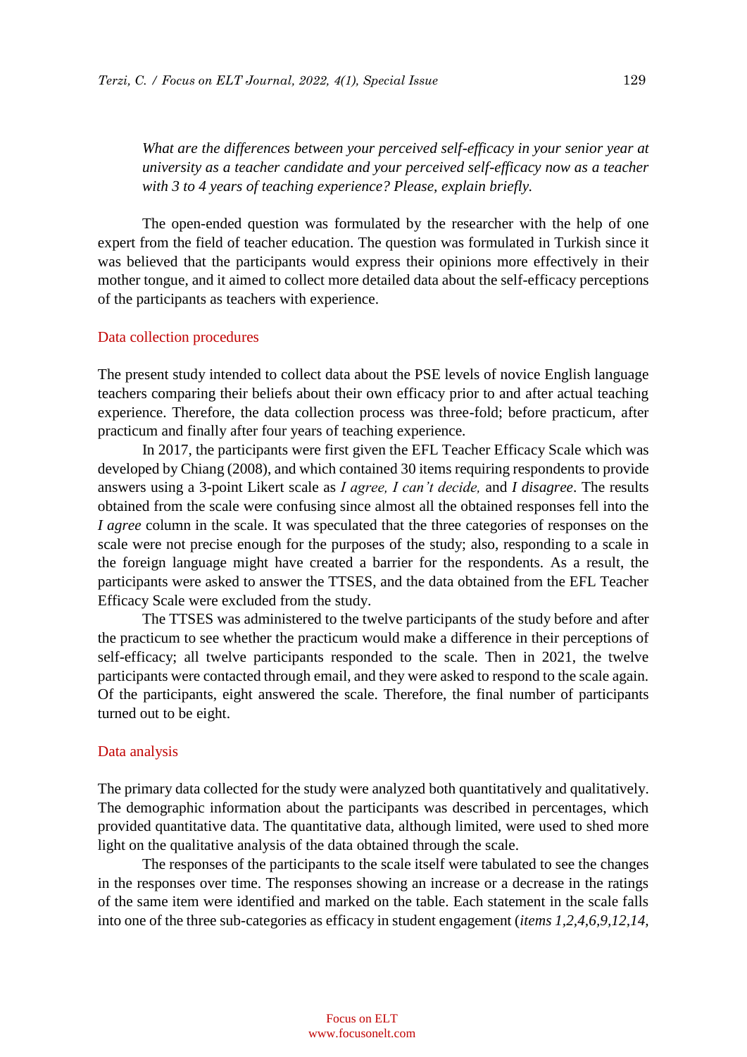*What are the differences between your perceived self-efficacy in your senior year at university as a teacher candidate and your perceived self-efficacy now as a teacher with 3 to 4 years of teaching experience? Please, explain briefly.*

The open-ended question was formulated by the researcher with the help of one expert from the field of teacher education. The question was formulated in Turkish since it was believed that the participants would express their opinions more effectively in their mother tongue, and it aimed to collect more detailed data about the self-efficacy perceptions of the participants as teachers with experience.

### Data collection procedures

The present study intended to collect data about the PSE levels of novice English language teachers comparing their beliefs about their own efficacy prior to and after actual teaching experience. Therefore, the data collection process was three-fold; before practicum, after practicum and finally after four years of teaching experience.

In 2017, the participants were first given the EFL Teacher Efficacy Scale which was developed by Chiang (2008), and which contained 30 items requiring respondents to provide answers using a 3-point Likert scale as *I agree, I can't decide,* and *I disagree*. The results obtained from the scale were confusing since almost all the obtained responses fell into the *I agree* column in the scale. It was speculated that the three categories of responses on the scale were not precise enough for the purposes of the study; also, responding to a scale in the foreign language might have created a barrier for the respondents. As a result, the participants were asked to answer the TTSES, and the data obtained from the EFL Teacher Efficacy Scale were excluded from the study.

The TTSES was administered to the twelve participants of the study before and after the practicum to see whether the practicum would make a difference in their perceptions of self-efficacy; all twelve participants responded to the scale. Then in 2021, the twelve participants were contacted through email, and they were asked to respond to the scale again. Of the participants, eight answered the scale. Therefore, the final number of participants turned out to be eight.

### Data analysis

The primary data collected for the study were analyzed both quantitatively and qualitatively. The demographic information about the participants was described in percentages, which provided quantitative data. The quantitative data, although limited, were used to shed more light on the qualitative analysis of the data obtained through the scale.

The responses of the participants to the scale itself were tabulated to see the changes in the responses over time. The responses showing an increase or a decrease in the ratings of the same item were identified and marked on the table. Each statement in the scale falls into one of the three sub-categories as efficacy in student engagement (*items 1,2,4,6,9,12,14,*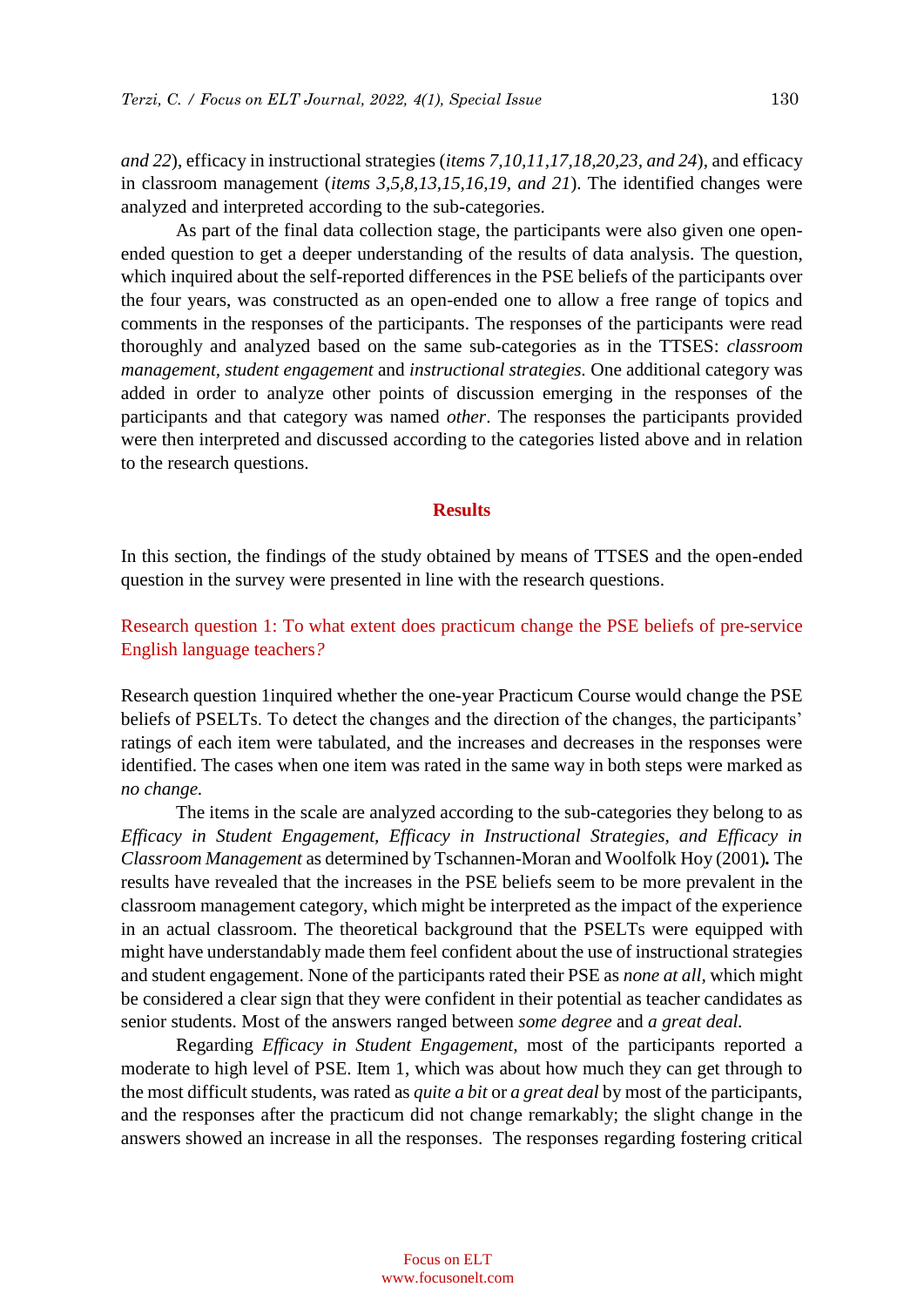*and 22*), efficacy in instructional strategies (*items 7,10,11,17,18,20,23, and 24*), and efficacy in classroom management (*items 3,5,8,13,15,16,19, and 21*). The identified changes were analyzed and interpreted according to the sub-categories.

As part of the final data collection stage, the participants were also given one open-ended question to get a deeper understanding of the results of data analysis. The question, which inquired about the self-reported differences in the PSE beliefs of the participants over the four years, was constructed as an open-ended one to allow a free range of topics and comments in the responses of the participants. The responses of the participants were read thoroughly and analyzed based on the same sub-categories as in the TTSES: *classroom management*, *student engagement* and *instructional strategies*. One additional category was added in order to analyze other points of discussion emerging in the responses of the participants and that category was named *other*. The responses the participants provided were then interpreted and discussed according to the categories listed above and in relation to the research questions.

## Results

In this section, the findings of the study obtained by means of TTSES and the open-ended question in the survey were presented in line with the research questions.

### Research question 1: To what extent does practicum change the PSE beliefs of pre-service English language teachers?

Research question 1inquired whether the one-year Practicum Course would change the PSE beliefs of PSELTs. To detect the changes and the direction of the changes, the participants' ratings of each item were tabulated, and the increases and decreases in the responses were identified. The cases when one item was rated in the same way in both steps were marked as *no change.*

The items in the scale are analyzed according to the sub-categories they belong to as *Efficacy in Student Engagement, Efficacy in Instructional Strategies, and Efficacy in Classroom Management* as determined by Tschannen-Moran and Woolfolk Hoy (2001)**.** The results have revealed that the increases in the PSE beliefs seem to be more prevalent in the classroom management category, which might be interpreted as the impact of the experience in an actual classroom. The theoretical background that the PSELTs were equipped with might have understandably made them feel confident about the use of instructional strategies and student engagement. None of the participants rated their PSE as *none at all,* which might be considered a clear sign that they were confident in their potential as teacher candidates as senior students. Most of the answers ranged between *some degree* and *a great deal.*

Regarding *Efficacy in Student Engagement,* most of the participants reported a moderate to high level of PSE. Item 1, which was about how much they can get through to the most difficult students, was rated as *quite a bit* or *a great deal* by most of the participants, and the responses after the practicum did not change remarkably; the slight change in the answers showed an increase in all the responses. The responses regarding fostering critical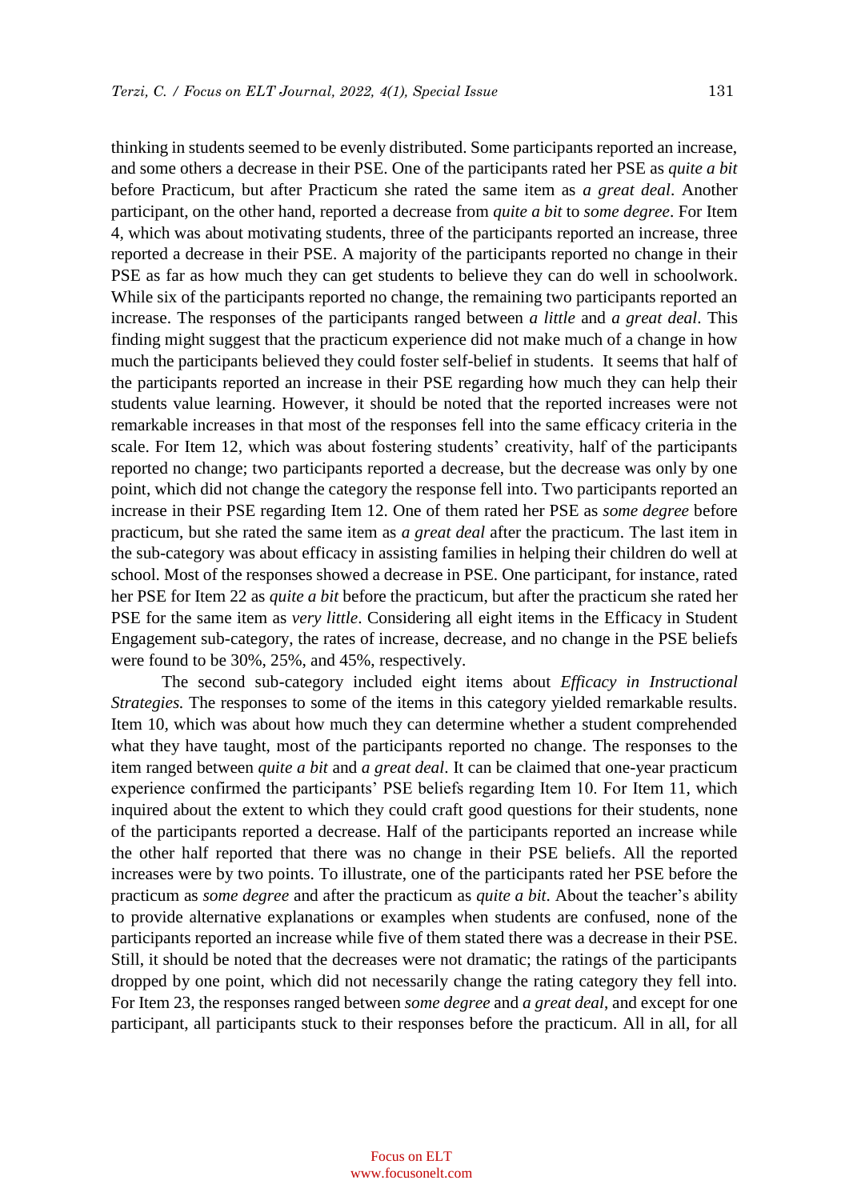thinking in students seemed to be evenly distributed. Some participants reported an increase, and some others a decrease in their PSE. One of the participants rated her PSE as *quite a bit* before Practicum, but after Practicum she rated the same item as *a great deal*. Another participant, on the other hand, reported a decrease from *quite a bit* to *some degree*. For Item 4, which was about motivating students, three of the participants reported an increase, three reported a decrease in their PSE. A majority of the participants reported no change in their PSE as far as how much they can get students to believe they can do well in schoolwork. While six of the participants reported no change, the remaining two participants reported an increase. The responses of the participants ranged between *a little* and *a great deal*. This finding might suggest that the practicum experience did not make much of a change in how much the participants believed they could foster self-belief in students. It seems that half of the participants reported an increase in their PSE regarding how much they can help their students value learning. However, it should be noted that the reported increases were not remarkable increases in that most of the responses fell into the same efficacy criteria in the scale. For Item 12, which was about fostering students' creativity, half of the participants reported no change; two participants reported a decrease, but the decrease was only by one point, which did not change the category the response fell into. Two participants reported an increase in their PSE regarding Item 12. One of them rated her PSE as *some degree* before practicum, but she rated the same item as *a great deal* after the practicum. The last item in the sub-category was about efficacy in assisting families in helping their children do well at school. Most of the responses showed a decrease in PSE. One participant, for instance, rated her PSE for Item 22 as *quite a bit* before the practicum, but after the practicum she rated her PSE for the same item as *very little*. Considering all eight items in the Efficacy in Student Engagement sub-category, the rates of increase, decrease, and no change in the PSE beliefs were found to be 30%, 25%, and 45%, respectively.

The second sub-category included eight items about *Efficacy in Instructional Strategies.* The responses to some of the items in this category yielded remarkable results. Item 10, which was about how much they can determine whether a student comprehended what they have taught, most of the participants reported no change. The responses to the item ranged between *quite a bit* and *a great deal*. It can be claimed that one-year practicum experience confirmed the participants' PSE beliefs regarding Item 10. For Item 11, which inquired about the extent to which they could craft good questions for their students, none of the participants reported a decrease. Half of the participants reported an increase while the other half reported that there was no change in their PSE beliefs. All the reported increases were by two points. To illustrate, one of the participants rated her PSE before the practicum as *some degree* and after the practicum as *quite a bit*. About the teacher's ability to provide alternative explanations or examples when students are confused, none of the participants reported an increase while five of them stated there was a decrease in their PSE. Still, it should be noted that the decreases were not dramatic; the ratings of the participants dropped by one point, which did not necessarily change the rating category they fell into. For Item 23, the responses ranged between *some degree* and *a great deal*, and except for one participant, all participants stuck to their responses before the practicum. All in all, for all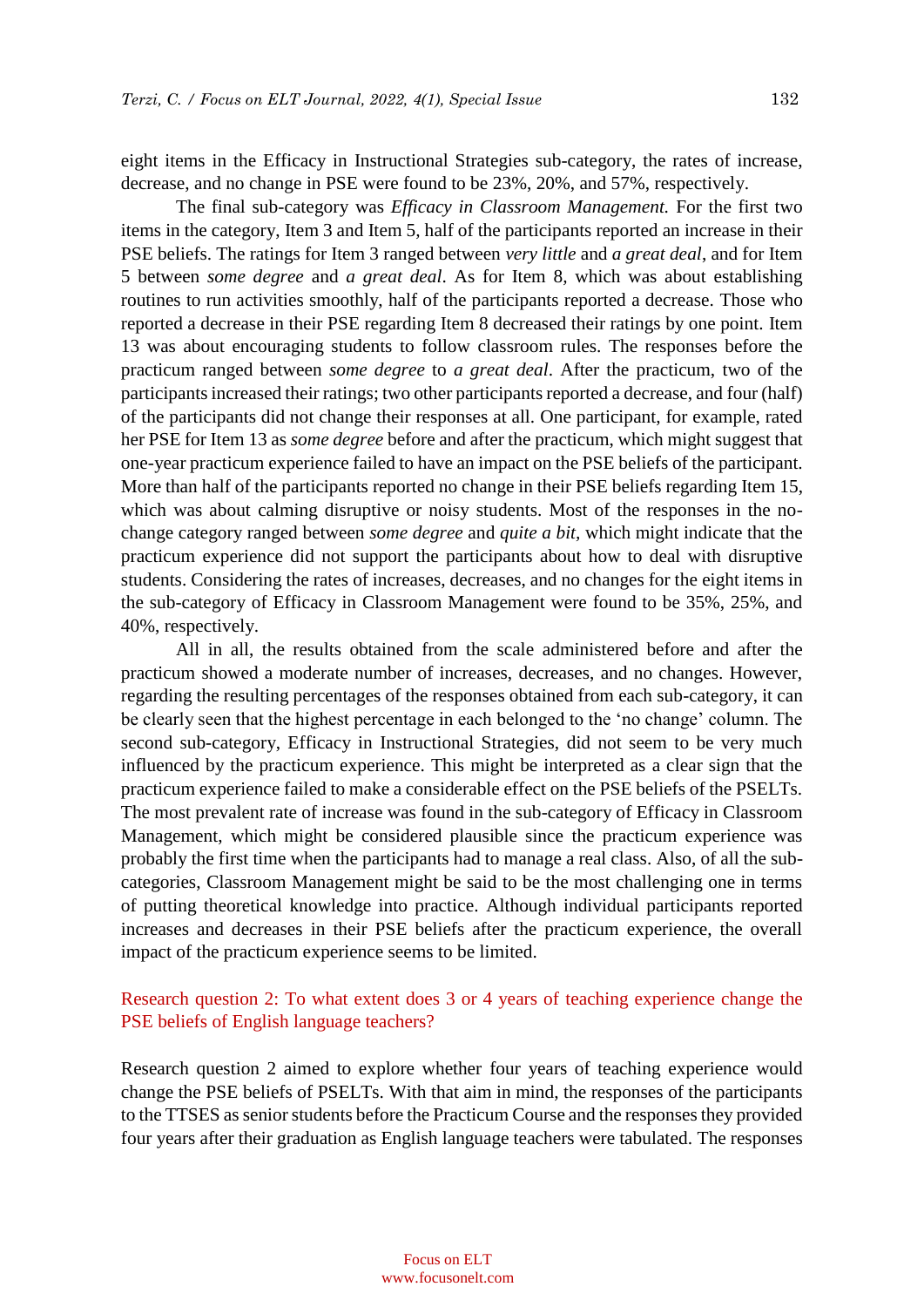eight items in the Efficacy in Instructional Strategies sub-category, the rates of increase, decrease, and no change in PSE were found to be 23%, 20%, and 57%, respectively.

The final sub-category was *Efficacy in Classroom Management*. For the first two items in the category, Item 3 and Item 5, half of the participants reported an increase in their PSE beliefs. The ratings for Item 3 ranged between *very little* and *a great deal*, and for Item 5 between *some degree* and *a great deal*. As for Item 8, which was about establishing routines to run activities smoothly, half of the participants reported a decrease. Those who reported a decrease in their PSE regarding Item 8 decreased their ratings by one point. Item 13 was about encouraging students to follow classroom rules. The responses before the practicum ranged between *some degree* to *a great deal*. After the practicum, two of the participants increased their ratings; two other participants reported a decrease, and four (half) of the participants did not change their responses at all. One participant, for example, rated her PSE for Item 13 as *some degree* before and after the practicum, which might suggest that one-year practicum experience failed to have an impact on the PSE beliefs of the participant. More than half of the participants reported no change in their PSE beliefs regarding Item 15, which was about calming disruptive or noisy students. Most of the responses in the no-change category ranged between *some degree* and *quite a bit*, which might indicate that the practicum experience did not support the participants about how to deal with disruptive students. Considering the rates of increases, decreases, and no changes for the eight items in the sub-category of Efficacy in Classroom Management were found to be 35%, 25%, and 40%, respectively.

All in all, the results obtained from the scale administered before and after the practicum showed a moderate number of increases, decreases, and no changes. However, regarding the resulting percentages of the responses obtained from each sub-category, it can be clearly seen that the highest percentage in each belonged to the 'no change' column. The second sub-category, Efficacy in Instructional Strategies, did not seem to be very much influenced by the practicum experience. This might be interpreted as a clear sign that the practicum experience failed to make a considerable effect on the PSE beliefs of the PSELTs. The most prevalent rate of increase was found in the sub-category of Efficacy in Classroom Management, which might be considered plausible since the practicum experience was probably the first time when the participants had to manage a real class. Also, of all the sub-categories, Classroom Management might be said to be the most challenging one in terms of putting theoretical knowledge into practice. Although individual participants reported increases and decreases in their PSE beliefs after the practicum experience, the overall impact of the practicum experience seems to be limited.

### Research question 2: To what extent does 3 or 4 years of teaching experience change the PSE beliefs of English language teachers?

Research question 2 aimed to explore whether four years of teaching experience would change the PSE beliefs of PSELTs. With that aim in mind, the responses of the participants to the TTSES as senior students before the Practicum Course and the responses they provided four years after their graduation as English language teachers were tabulated. The responses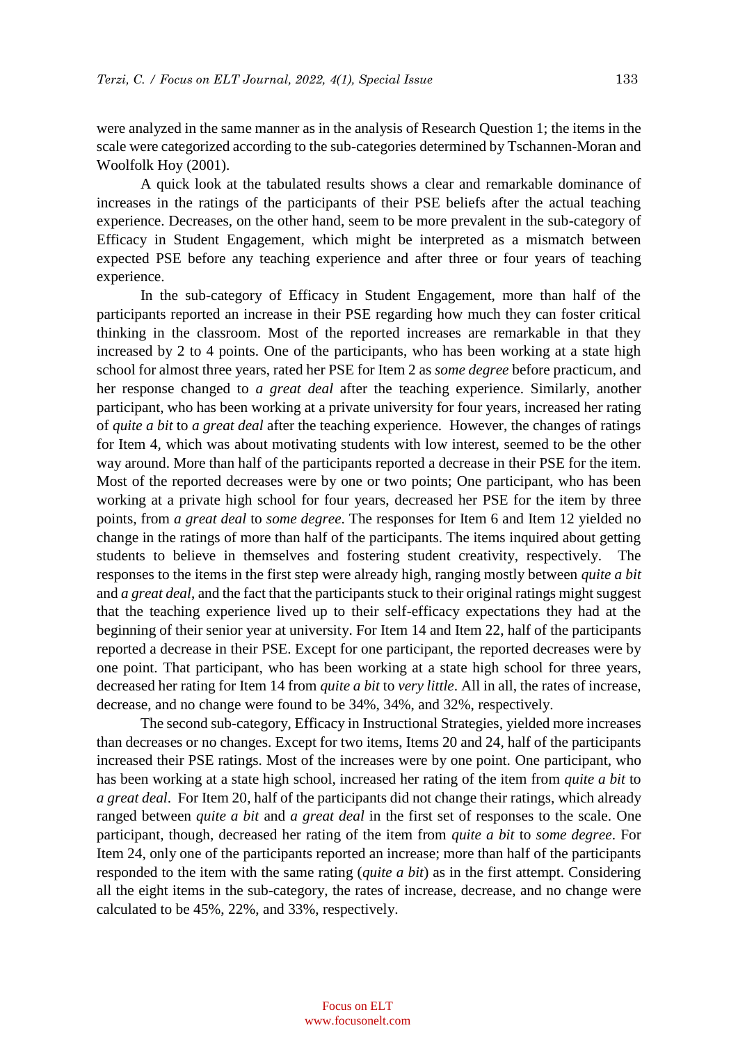were analyzed in the same manner as in the analysis of Research Question 1; the items in the scale were categorized according to the sub-categories determined by Tschannen-Moran and Woolfolk Hoy (2001).

A quick look at the tabulated results shows a clear and remarkable dominance of increases in the ratings of the participants of their PSE beliefs after the actual teaching experience. Decreases, on the other hand, seem to be more prevalent in the sub-category of Efficacy in Student Engagement, which might be interpreted as a mismatch between expected PSE before any teaching experience and after three or four years of teaching experience.

In the sub-category of Efficacy in Student Engagement, more than half of the participants reported an increase in their PSE regarding how much they can foster critical thinking in the classroom. Most of the reported increases are remarkable in that they increased by 2 to 4 points. One of the participants, who has been working at a state high school for almost three years, rated her PSE for Item 2 as *some degree* before practicum, and her response changed to *a great deal* after the teaching experience. Similarly, another participant, who has been working at a private university for four years, increased her rating of *quite a bit* to *a great deal* after the teaching experience. However, the changes of ratings for Item 4, which was about motivating students with low interest, seemed to be the other way around. More than half of the participants reported a decrease in their PSE for the item. Most of the reported decreases were by one or two points; One participant, who has been working at a private high school for four years, decreased her PSE for the item by three points, from *a great deal* to *some degree*. The responses for Item 6 and Item 12 yielded no change in the ratings of more than half of the participants. The items inquired about getting students to believe in themselves and fostering student creativity, respectively. The responses to the items in the first step were already high, ranging mostly between *quite a bit* and *a great deal*, and the fact that the participants stuck to their original ratings might suggest that the teaching experience lived up to their self-efficacy expectations they had at the beginning of their senior year at university. For Item 14 and Item 22, half of the participants reported a decrease in their PSE. Except for one participant, the reported decreases were by one point. That participant, who has been working at a state high school for three years, decreased her rating for Item 14 from *quite a bit* to *very little*. All in all, the rates of increase, decrease, and no change were found to be 34%, 34%, and 32%, respectively.

The second sub-category, Efficacy in Instructional Strategies, yielded more increases than decreases or no changes. Except for two items, Items 20 and 24, half of the participants increased their PSE ratings. Most of the increases were by one point. One participant, who has been working at a state high school, increased her rating of the item from *quite a bit* to *a great deal*. For Item 20, half of the participants did not change their ratings, which already ranged between *quite a bit* and *a great deal* in the first set of responses to the scale. One participant, though, decreased her rating of the item from *quite a bit* to *some degree*. For Item 24, only one of the participants reported an increase; more than half of the participants responded to the item with the same rating (*quite a bit*) as in the first attempt. Considering all the eight items in the sub-category, the rates of increase, decrease, and no change were calculated to be 45%, 22%, and 33%, respectively.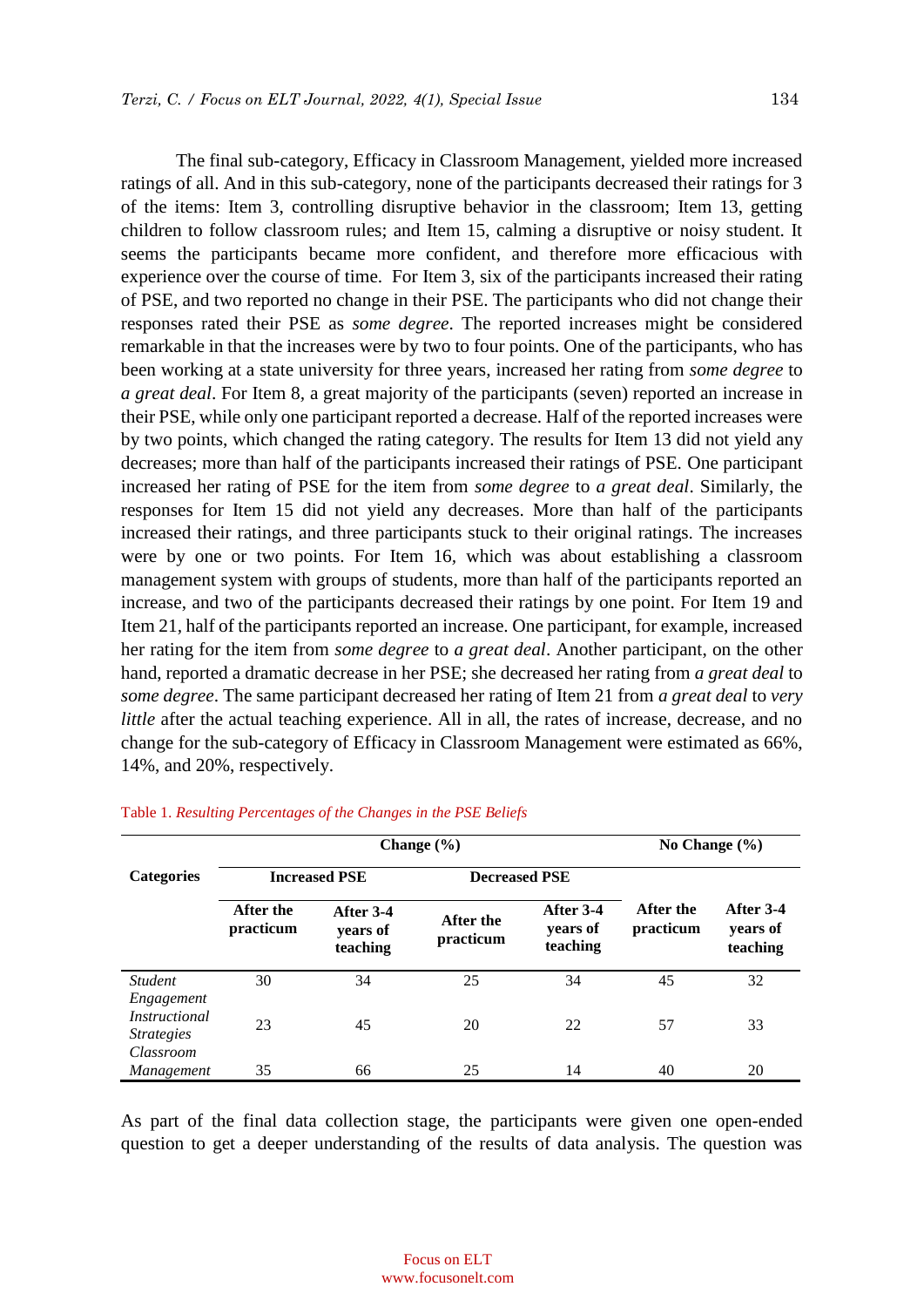The final sub-category, Efficacy in Classroom Management, yielded more increased ratings of all. And in this sub-category, none of the participants decreased their ratings for 3 of the items: Item 3, controlling disruptive behavior in the classroom; Item 13, getting children to follow classroom rules; and Item 15, calming a disruptive or noisy student. It seems the participants became more confident, and therefore more efficacious with experience over the course of time. For Item 3, six of the participants increased their rating of PSE, and two reported no change in their PSE. The participants who did not change their responses rated their PSE as *some degree*. The reported increases might be considered remarkable in that the increases were by two to four points. One of the participants, who has been working at a state university for three years, increased her rating from *some degree* to *a great deal*. For Item 8, a great majority of the participants (seven) reported an increase in their PSE, while only one participant reported a decrease. Half of the reported increases were by two points, which changed the rating category. The results for Item 13 did not yield any decreases; more than half of the participants increased their ratings of PSE. One participant increased her rating of PSE for the item from *some degree* to *a great deal*. Similarly, the responses for Item 15 did not yield any decreases. More than half of the participants increased their ratings, and three participants stuck to their original ratings. The increases were by one or two points. For Item 16, which was about establishing a classroom management system with groups of students, more than half of the participants reported an increase, and two of the participants decreased their ratings by one point. For Item 19 and Item 21, half of the participants reported an increase. One participant, for example, increased her rating for the item from *some degree* to *a great deal*. Another participant, on the other hand, reported a dramatic decrease in her PSE; she decreased her rating from *a great deal* to *some degree*. The same participant decreased her rating of Item 21 from *a great deal* to *very little* after the actual teaching experience. All in all, the rates of increase, decrease, and no change for the sub-category of Efficacy in Classroom Management were estimated as 66%, 14%, and 20%, respectively.

Table 1. *Resulting Percentages of the Changes in the PSE Beliefs*

| Categories | Change (%) | | | | No Change (%) | |
|---|---|---|---|---|---|---|
| | Increased PSE | | Decreased PSE | | | |
| | After the practicum | After 3-4 years of teaching | After the practicum | After 3-4 years of teaching | After the practicum | After 3-4 years of teaching |
| *Student Engagement* | 30 | 34 | 25 | 34 | 45 | 32 |
| *Instructional Strategies* | 23 | 45 | 20 | 22 | 57 | 33 |
| *Classroom Management* | 35 | 66 | 25 | 14 | 40 | 20 |

As part of the final data collection stage, the participants were given one open-ended question to get a deeper understanding of the results of data analysis. The question was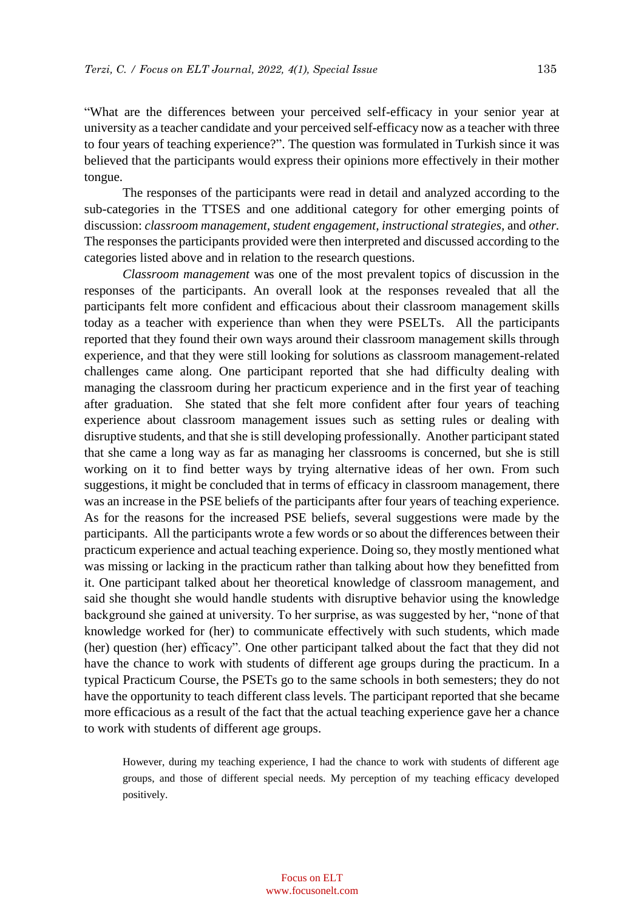"What are the differences between your perceived self-efficacy in your senior year at university as a teacher candidate and your perceived self-efficacy now as a teacher with three to four years of teaching experience?". The question was formulated in Turkish since it was believed that the participants would express their opinions more effectively in their mother tongue.

The responses of the participants were read in detail and analyzed according to the sub-categories in the TTSES and one additional category for other emerging points of discussion: *classroom management, student engagement, instructional strategies,* and *other.* The responses the participants provided were then interpreted and discussed according to the categories listed above and in relation to the research questions.

*Classroom management* was one of the most prevalent topics of discussion in the responses of the participants. An overall look at the responses revealed that all the participants felt more confident and efficacious about their classroom management skills today as a teacher with experience than when they were PSELTs. All the participants reported that they found their own ways around their classroom management skills through experience, and that they were still looking for solutions as classroom management-related challenges came along. One participant reported that she had difficulty dealing with managing the classroom during her practicum experience and in the first year of teaching after graduation. She stated that she felt more confident after four years of teaching experience about classroom management issues such as setting rules or dealing with disruptive students, and that she is still developing professionally. Another participant stated that she came a long way as far as managing her classrooms is concerned, but she is still working on it to find better ways by trying alternative ideas of her own. From such suggestions, it might be concluded that in terms of efficacy in classroom management, there was an increase in the PSE beliefs of the participants after four years of teaching experience. As for the reasons for the increased PSE beliefs, several suggestions were made by the participants. All the participants wrote a few words or so about the differences between their practicum experience and actual teaching experience. Doing so, they mostly mentioned what was missing or lacking in the practicum rather than talking about how they benefitted from it. One participant talked about her theoretical knowledge of classroom management, and said she thought she would handle students with disruptive behavior using the knowledge background she gained at university. To her surprise, as was suggested by her, "none of that knowledge worked for (her) to communicate effectively with such students, which made (her) question (her) efficacy". One other participant talked about the fact that they did not have the chance to work with students of different age groups during the practicum. In a typical Practicum Course, the PSETs go to the same schools in both semesters; they do not have the opportunity to teach different class levels. The participant reported that she became more efficacious as a result of the fact that the actual teaching experience gave her a chance to work with students of different age groups.

> However, during my teaching experience, I had the chance to work with students of different age groups, and those of different special needs. My perception of my teaching efficacy developed positively.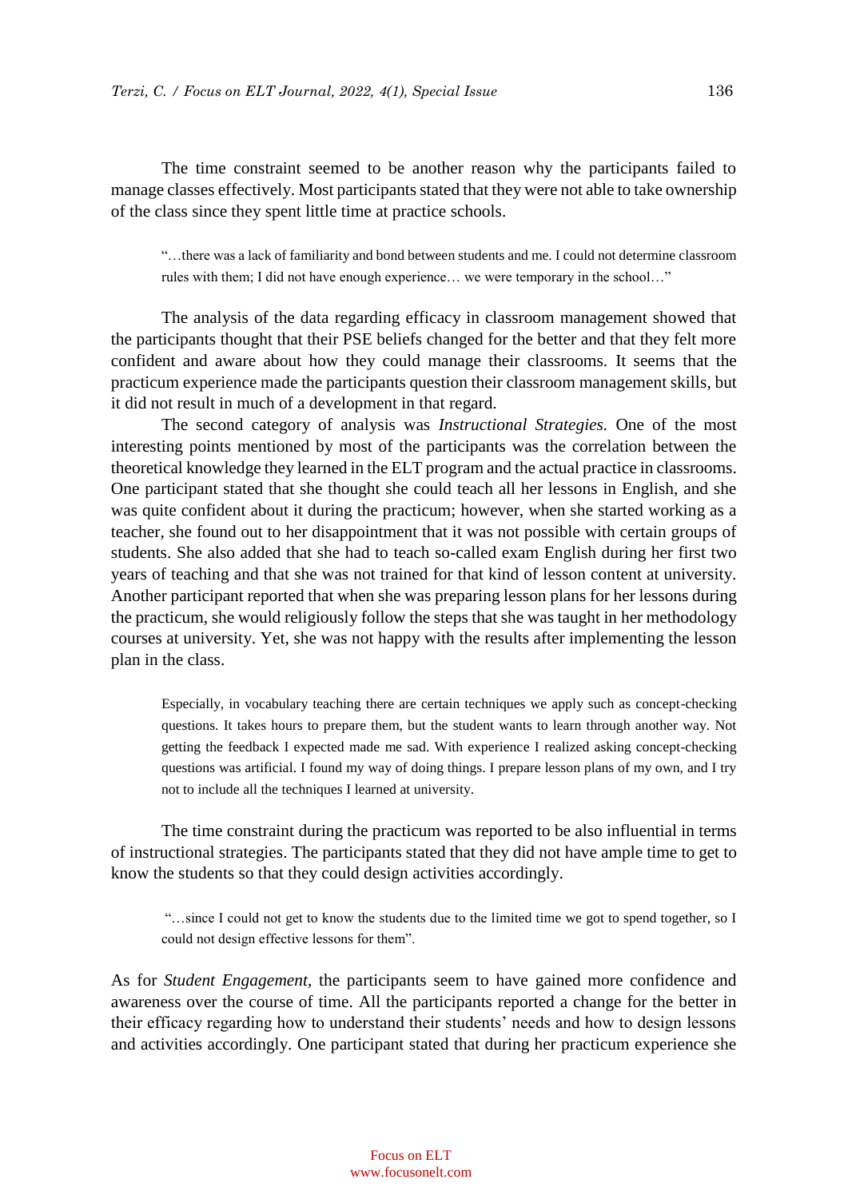The time constraint seemed to be another reason why the participants failed to manage classes effectively. Most participants stated that they were not able to take ownership of the class since they spent little time at practice schools.

> "…there was a lack of familiarity and bond between students and me. I could not determine classroom rules with them; I did not have enough experience… we were temporary in the school…"

The analysis of the data regarding efficacy in classroom management showed that the participants thought that their PSE beliefs changed for the better and that they felt more confident and aware about how they could manage their classrooms. It seems that the practicum experience made the participants question their classroom management skills, but it did not result in much of a development in that regard.

The second category of analysis was *Instructional Strategies.* One of the most interesting points mentioned by most of the participants was the correlation between the theoretical knowledge they learned in the ELT program and the actual practice in classrooms. One participant stated that she thought she could teach all her lessons in English, and she was quite confident about it during the practicum; however, when she started working as a teacher, she found out to her disappointment that it was not possible with certain groups of students. She also added that she had to teach so-called exam English during her first two years of teaching and that she was not trained for that kind of lesson content at university. Another participant reported that when she was preparing lesson plans for her lessons during the practicum, she would religiously follow the steps that she was taught in her methodology courses at university. Yet, she was not happy with the results after implementing the lesson plan in the class.

> Especially, in vocabulary teaching there are certain techniques we apply such as concept-checking questions. It takes hours to prepare them, but the student wants to learn through another way. Not getting the feedback I expected made me sad. With experience I realized asking concept-checking questions was artificial. I found my way of doing things. I prepare lesson plans of my own, and I try not to include all the techniques I learned at university.

The time constraint during the practicum was reported to be also influential in terms of instructional strategies. The participants stated that they did not have ample time to get to know the students so that they could design activities accordingly.

> "…since I could not get to know the students due to the limited time we got to spend together, so I could not design effective lessons for them".

As for *Student Engagement*, the participants seem to have gained more confidence and awareness over the course of time. All the participants reported a change for the better in their efficacy regarding how to understand their students' needs and how to design lessons and activities accordingly. One participant stated that during her practicum experience she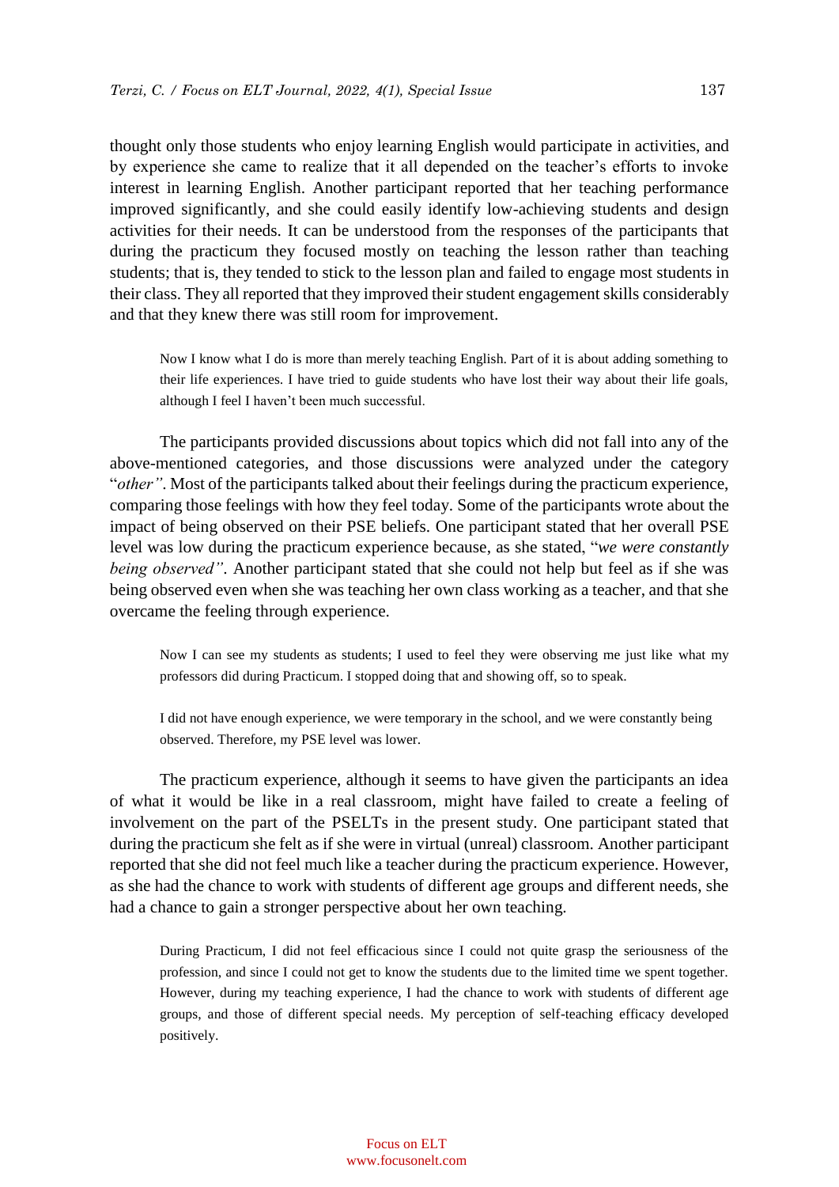thought only those students who enjoy learning English would participate in activities, and by experience she came to realize that it all depended on the teacher's efforts to invoke interest in learning English. Another participant reported that her teaching performance improved significantly, and she could easily identify low-achieving students and design activities for their needs. It can be understood from the responses of the participants that during the practicum they focused mostly on teaching the lesson rather than teaching students; that is, they tended to stick to the lesson plan and failed to engage most students in their class. They all reported that they improved their student engagement skills considerably and that they knew there was still room for improvement.

> Now I know what I do is more than merely teaching English. Part of it is about adding something to their life experiences. I have tried to guide students who have lost their way about their life goals, although I feel I haven't been much successful.

The participants provided discussions about topics which did not fall into any of the above-mentioned categories, and those discussions were analyzed under the category "*other"*. Most of the participants talked about their feelings during the practicum experience, comparing those feelings with how they feel today. Some of the participants wrote about the impact of being observed on their PSE beliefs. One participant stated that her overall PSE level was low during the practicum experience because, as she stated, "*we were constantly being observed"*. Another participant stated that she could not help but feel as if she was being observed even when she was teaching her own class working as a teacher, and that she overcame the feeling through experience.

> Now I can see my students as students; I used to feel they were observing me just like what my professors did during Practicum. I stopped doing that and showing off, so to speak.

> I did not have enough experience, we were temporary in the school, and we were constantly being observed. Therefore, my PSE level was lower.

The practicum experience, although it seems to have given the participants an idea of what it would be like in a real classroom, might have failed to create a feeling of involvement on the part of the PSELTs in the present study. One participant stated that during the practicum she felt as if she were in virtual (unreal) classroom. Another participant reported that she did not feel much like a teacher during the practicum experience. However, as she had the chance to work with students of different age groups and different needs, she had a chance to gain a stronger perspective about her own teaching.

> During Practicum, I did not feel efficacious since I could not quite grasp the seriousness of the profession, and since I could not get to know the students due to the limited time we spent together. However, during my teaching experience, I had the chance to work with students of different age groups, and those of different special needs. My perception of self-teaching efficacy developed positively.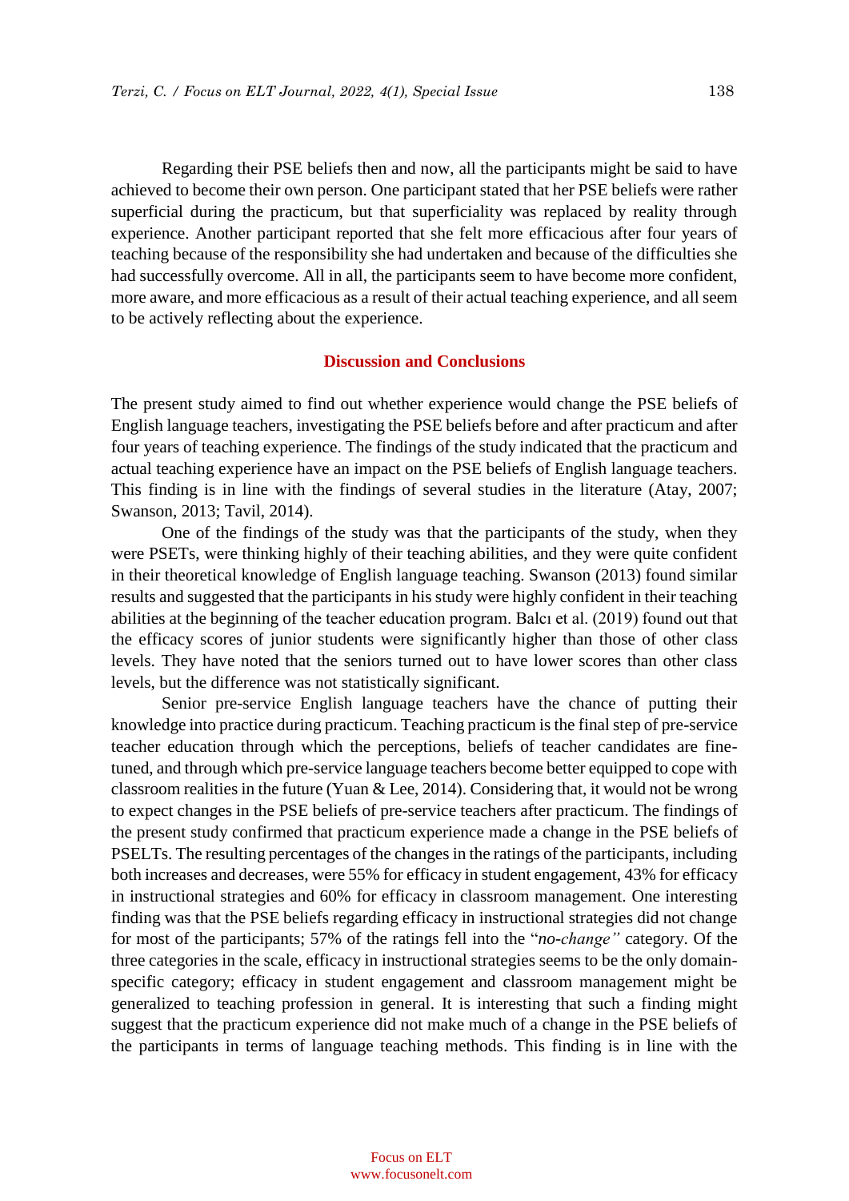Regarding their PSE beliefs then and now, all the participants might be said to have achieved to become their own person. One participant stated that her PSE beliefs were rather superficial during the practicum, but that superficiality was replaced by reality through experience. Another participant reported that she felt more efficacious after four years of teaching because of the responsibility she had undertaken and because of the difficulties she had successfully overcome. All in all, the participants seem to have become more confident, more aware, and more efficacious as a result of their actual teaching experience, and all seem to be actively reflecting about the experience.

## Discussion and Conclusions

The present study aimed to find out whether experience would change the PSE beliefs of English language teachers, investigating the PSE beliefs before and after practicum and after four years of teaching experience. The findings of the study indicated that the practicum and actual teaching experience have an impact on the PSE beliefs of English language teachers. This finding is in line with the findings of several studies in the literature (Atay, 2007; Swanson, 2013; Tavil, 2014).

One of the findings of the study was that the participants of the study, when they were PSETs, were thinking highly of their teaching abilities, and they were quite confident in their theoretical knowledge of English language teaching. Swanson (2013) found similar results and suggested that the participants in his study were highly confident in their teaching abilities at the beginning of the teacher education program. Balcı et al. (2019) found out that the efficacy scores of junior students were significantly higher than those of other class levels. They have noted that the seniors turned out to have lower scores than other class levels, but the difference was not statistically significant.

Senior pre-service English language teachers have the chance of putting their knowledge into practice during practicum. Teaching practicum is the final step of pre-service teacher education through which the perceptions, beliefs of teacher candidates are fine-tuned, and through which pre-service language teachers become better equipped to cope with classroom realities in the future (Yuan & Lee, 2014). Considering that, it would not be wrong to expect changes in the PSE beliefs of pre-service teachers after practicum. The findings of the present study confirmed that practicum experience made a change in the PSE beliefs of PSELTs. The resulting percentages of the changes in the ratings of the participants, including both increases and decreases, were 55% for efficacy in student engagement, 43% for efficacy in instructional strategies and 60% for efficacy in classroom management. One interesting finding was that the PSE beliefs regarding efficacy in instructional strategies did not change for most of the participants; 57% of the ratings fell into the "*no-change"* category. Of the three categories in the scale, efficacy in instructional strategies seems to be the only domain-specific category; efficacy in student engagement and classroom management might be generalized to teaching profession in general. It is interesting that such a finding might suggest that the practicum experience did not make much of a change in the PSE beliefs of the participants in terms of language teaching methods. This finding is in line with the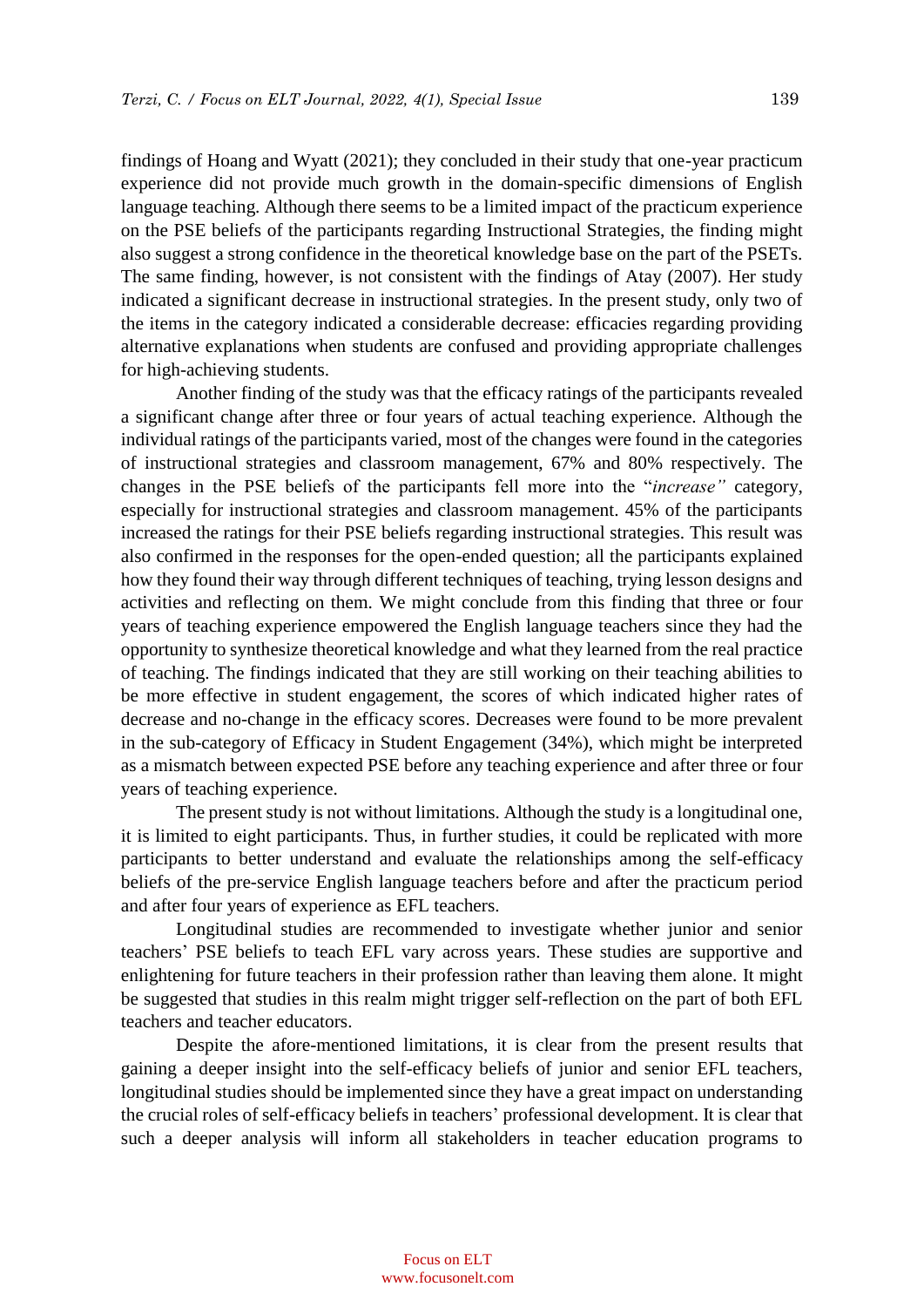findings of Hoang and Wyatt (2021); they concluded in their study that one-year practicum experience did not provide much growth in the domain-specific dimensions of English language teaching. Although there seems to be a limited impact of the practicum experience on the PSE beliefs of the participants regarding Instructional Strategies, the finding might also suggest a strong confidence in the theoretical knowledge base on the part of the PSETs. The same finding, however, is not consistent with the findings of Atay (2007). Her study indicated a significant decrease in instructional strategies. In the present study, only two of the items in the category indicated a considerable decrease: efficacies regarding providing alternative explanations when students are confused and providing appropriate challenges for high-achieving students.

Another finding of the study was that the efficacy ratings of the participants revealed a significant change after three or four years of actual teaching experience. Although the individual ratings of the participants varied, most of the changes were found in the categories of instructional strategies and classroom management, 67% and 80% respectively. The changes in the PSE beliefs of the participants fell more into the "*increase"* category, especially for instructional strategies and classroom management. 45% of the participants increased the ratings for their PSE beliefs regarding instructional strategies. This result was also confirmed in the responses for the open-ended question; all the participants explained how they found their way through different techniques of teaching, trying lesson designs and activities and reflecting on them. We might conclude from this finding that three or four years of teaching experience empowered the English language teachers since they had the opportunity to synthesize theoretical knowledge and what they learned from the real practice of teaching. The findings indicated that they are still working on their teaching abilities to be more effective in student engagement, the scores of which indicated higher rates of decrease and no-change in the efficacy scores. Decreases were found to be more prevalent in the sub-category of Efficacy in Student Engagement (34%), which might be interpreted as a mismatch between expected PSE before any teaching experience and after three or four years of teaching experience.

The present study is not without limitations. Although the study is a longitudinal one, it is limited to eight participants. Thus, in further studies, it could be replicated with more participants to better understand and evaluate the relationships among the self-efficacy beliefs of the pre-service English language teachers before and after the practicum period and after four years of experience as EFL teachers.

Longitudinal studies are recommended to investigate whether junior and senior teachers' PSE beliefs to teach EFL vary across years. These studies are supportive and enlightening for future teachers in their profession rather than leaving them alone. It might be suggested that studies in this realm might trigger self-reflection on the part of both EFL teachers and teacher educators.

Despite the afore-mentioned limitations, it is clear from the present results that gaining a deeper insight into the self-efficacy beliefs of junior and senior EFL teachers, longitudinal studies should be implemented since they have a great impact on understanding the crucial roles of self-efficacy beliefs in teachers' professional development. It is clear that such a deeper analysis will inform all stakeholders in teacher education programs to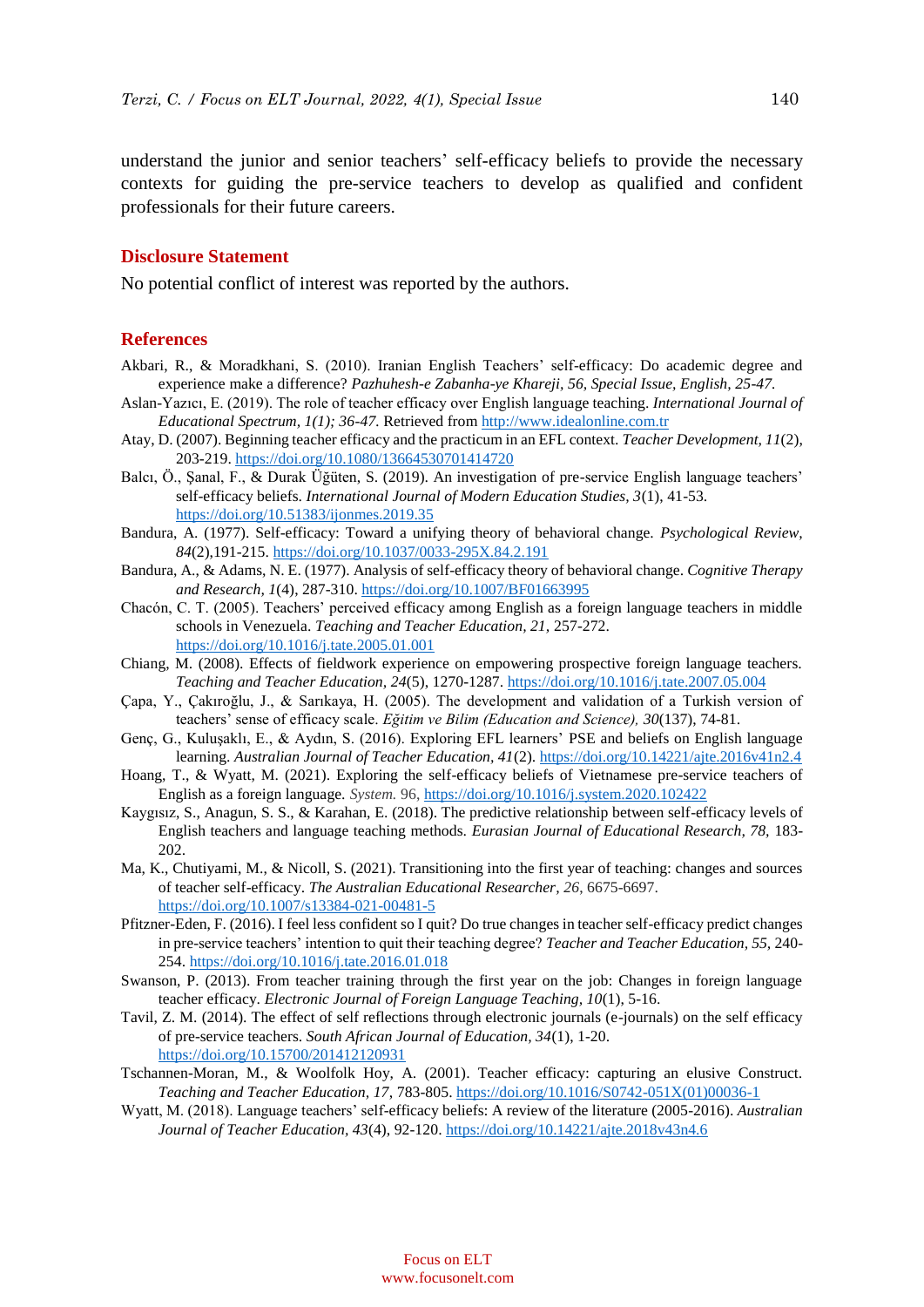understand the junior and senior teachers' self-efficacy beliefs to provide the necessary contexts for guiding the pre-service teachers to develop as qualified and confident professionals for their future careers.

## Disclosure Statement

No potential conflict of interest was reported by the authors.

## References

Akbari, R., & Moradkhani, S. (2010). Iranian English Teachers' self-efficacy: Do academic degree and experience make a difference? *Pazhuhesh-e Zabanha-ye Khareji, 56, Special Issue, English, 25-47.*

Aslan-Yazıcı, E. (2019). The role of teacher efficacy over English language teaching. *International Journal of Educational Spectrum, 1(1); 36-47.* Retrieved from http://www.idealonline.com.tr

Atay, D. (2007). Beginning teacher efficacy and the practicum in an EFL context. *Teacher Development, 11*(2), 203-219. https://doi.org/10.1080/13664530701414720

Balcı, Ö., Şanal, F., & Durak Üğüten, S. (2019). An investigation of pre-service English language teachers' self-efficacy beliefs. *International Journal of Modern Education Studies, 3*(1), 41-53. https://doi.org/10.51383/ijonmes.2019.35

Bandura, A. (1977). Self-efficacy: Toward a unifying theory of behavioral change. *Psychological Review, 84*(2),191-215. https://doi.org/10.1037/0033-295X.84.2.191

Bandura, A., & Adams, N. E. (1977). Analysis of self-efficacy theory of behavioral change. *Cognitive Therapy and Research, 1*(4), 287-310. https://doi.org/10.1007/BF01663995

Chacón, C. T. (2005). Teachers' perceived efficacy among English as a foreign language teachers in middle schools in Venezuela. *Teaching and Teacher Education, 21*, 257-272. https://doi.org/10.1016/j.tate.2005.01.001

Chiang, M. (2008). Effects of fieldwork experience on empowering prospective foreign language teachers. *Teaching and Teacher Education, 24*(5), 1270-1287. https://doi.org/10.1016/j.tate.2007.05.004

Çapa, Y., Çakıroğlu, J., & Sarıkaya, H. (2005). The development and validation of a Turkish version of teachers' sense of efficacy scale. *Eğitim ve Bilim (Education and Science), 30*(137), 74-81.

Genç, G., Kuluşaklı, E., & Aydın, S. (2016). Exploring EFL learners' PSE and beliefs on English language learning. *Australian Journal of Teacher Education, 41*(2). https://doi.org/10.14221/ajte.2016v41n2.4

Hoang, T., & Wyatt, M. (2021). Exploring the self-efficacy beliefs of Vietnamese pre-service teachers of English as a foreign language. *System.* 96, https://doi.org/10.1016/j.system.2020.102422

Kaygısız, S., Anagun, S. S., & Karahan, E. (2018). The predictive relationship between self-efficacy levels of English teachers and language teaching methods. *Eurasian Journal of Educational Research, 78*, 183-202.

Ma, K., Chutiyami, M., & Nicoll, S. (2021). Transitioning into the first year of teaching: changes and sources of teacher self-efficacy. *The Australian Educational Researcher, 26*, 6675-6697. https://doi.org/10.1007/s13384-021-00481-5

Pfitzner-Eden, F. (2016). I feel less confident so I quit? Do true changes in teacher self-efficacy predict changes in pre-service teachers' intention to quit their teaching degree? *Teacher and Teacher Education, 55*, 240-254. https://doi.org/10.1016/j.tate.2016.01.018

Swanson, P. (2013). From teacher training through the first year on the job: Changes in foreign language teacher efficacy. *Electronic Journal of Foreign Language Teaching, 10*(1), 5-16.

Tavil, Z. M. (2014). The effect of self reflections through electronic journals (e-journals) on the self efficacy of pre-service teachers. *South African Journal of Education, 34*(1), 1-20. https://doi.org/10.15700/201412120931

Tschannen-Moran, M., & Woolfolk Hoy, A. (2001). Teacher efficacy: capturing an elusive Construct. *Teaching and Teacher Education, 17*, 783-805. https://doi.org/10.1016/S0742-051X(01)00036-1

Wyatt, M. (2018). Language teachers' self-efficacy beliefs: A review of the literature (2005-2016). *Australian Journal of Teacher Education, 43*(4), 92-120. https://doi.org/10.14221/ajte.2018v43n4.6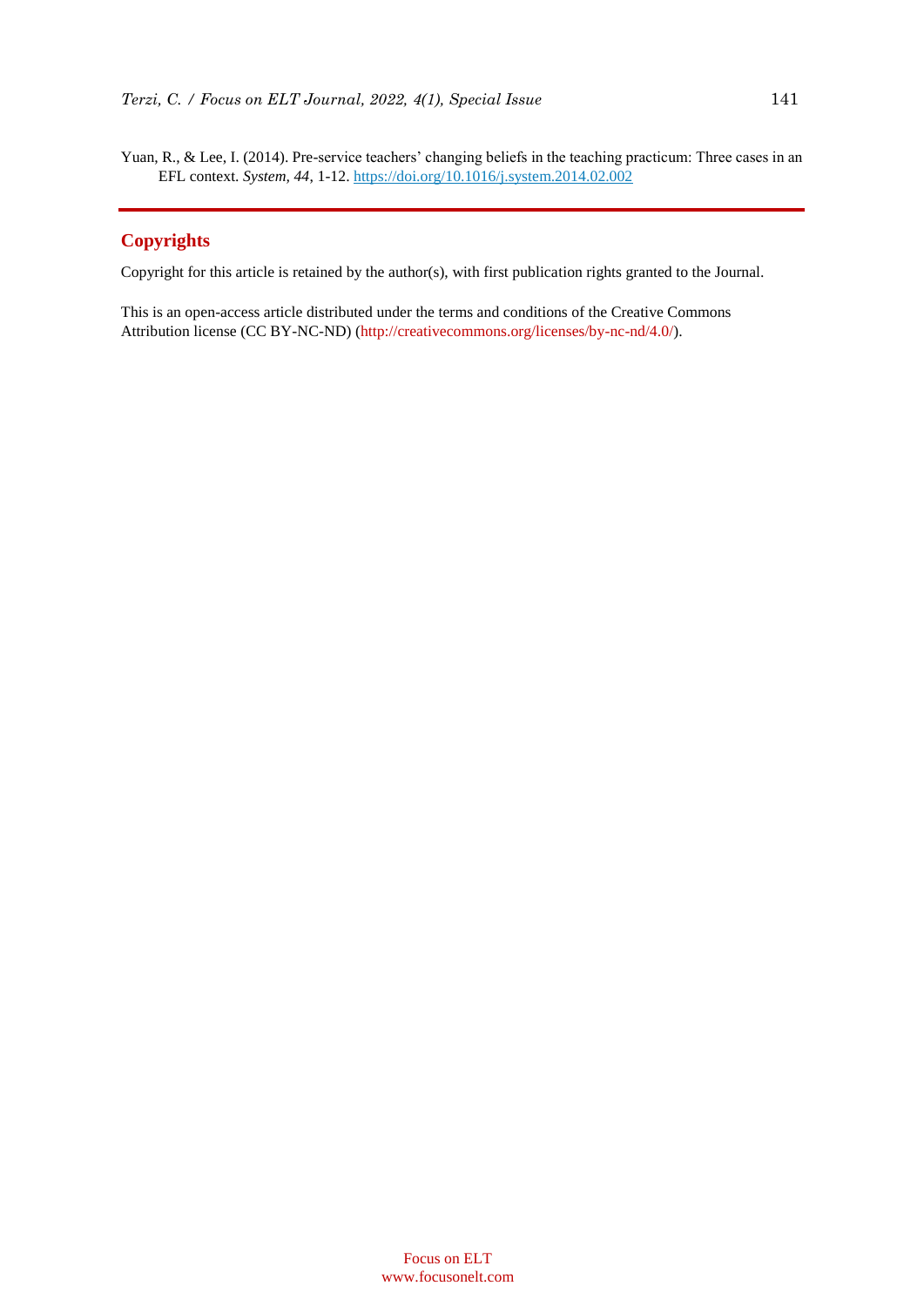Yuan, R., & Lee, I. (2014). Pre-service teachers' changing beliefs in the teaching practicum: Three cases in an EFL context. *System, 44*, 1-12. https://doi.org/10.1016/j.system.2014.02.002

## Copyrights

Copyright for this article is retained by the author(s), with first publication rights granted to the Journal.

This is an open-access article distributed under the terms and conditions of the Creative Commons Attribution license (CC BY-NC-ND) (http://creativecommons.org/licenses/by-nc-nd/4.0/).